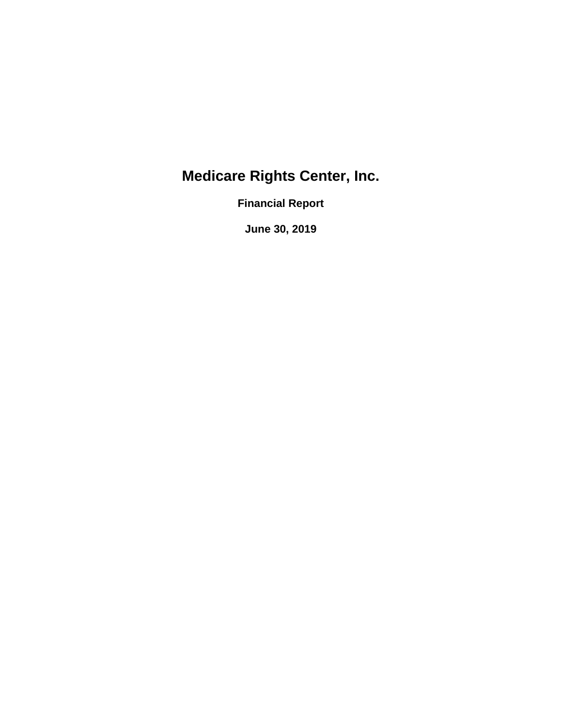# Medicare Rights Center, Inc.

## Financial Report

## June 30, 2019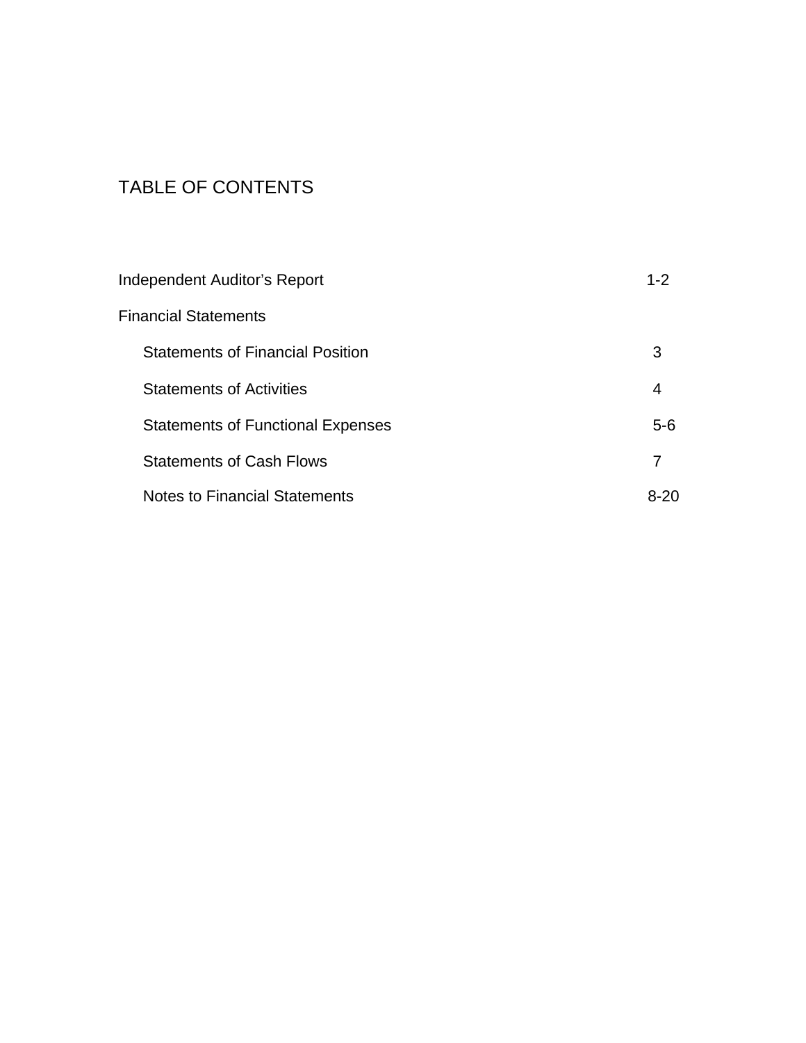# TABLE OF CONTENTS

| | |
|---|---|
| Independent Auditor's Report | 1-2 |
| Financial Statements | |
| Statements of Financial Position | 3 |
| Statements of Activities | 4 |
| Statements of Functional Expenses | 5-6 |
| Statements of Cash Flows | 7 |
| Notes to Financial Statements | 8-20 |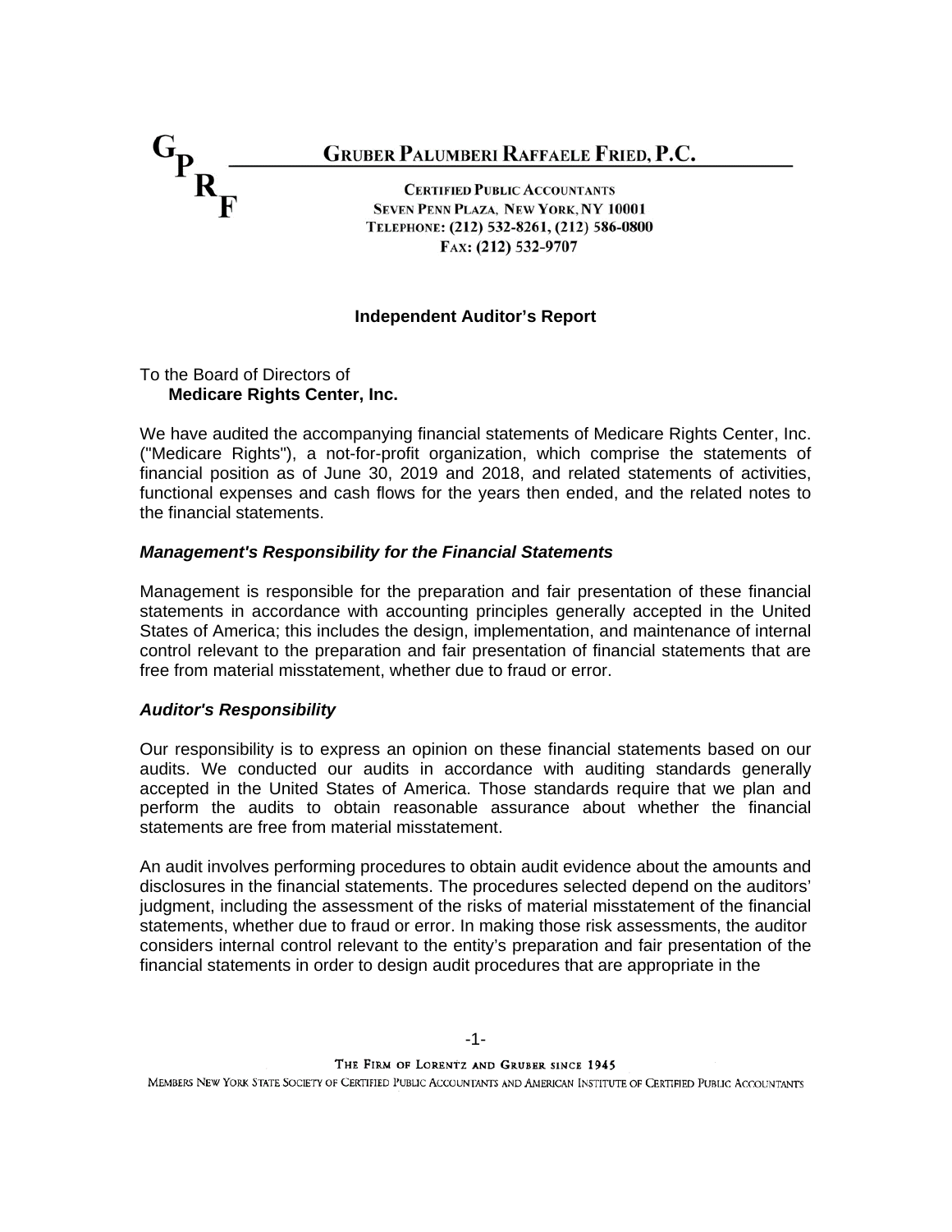GPRF

**GRUBER PALUMBERI RAFFAELE FRIED, P.C.**

CERTIFIED PUBLIC ACCOUNTANTS
SEVEN PENN PLAZA, NEW YORK, NY 10001
TELEPHONE: (212) 532-8261, (212) 586-0800
FAX: (212) 532-9707

# Independent Auditor's Report

To the Board of Directors of
**Medicare Rights Center, Inc.**

We have audited the accompanying financial statements of Medicare Rights Center, Inc. ("Medicare Rights"), a not-for-profit organization, which comprise the statements of financial position as of June 30, 2019 and 2018, and related statements of activities, functional expenses and cash flows for the years then ended, and the related notes to the financial statements.

***Management's Responsibility for the Financial Statements***

Management is responsible for the preparation and fair presentation of these financial statements in accordance with accounting principles generally accepted in the United States of America; this includes the design, implementation, and maintenance of internal control relevant to the preparation and fair presentation of financial statements that are free from material misstatement, whether due to fraud or error.

***Auditor's Responsibility***

Our responsibility is to express an opinion on these financial statements based on our audits. We conducted our audits in accordance with auditing standards generally accepted in the United States of America. Those standards require that we plan and perform the audits to obtain reasonable assurance about whether the financial statements are free from material misstatement.

An audit involves performing procedures to obtain audit evidence about the amounts and disclosures in the financial statements. The procedures selected depend on the auditors' judgment, including the assessment of the risks of material misstatement of the financial statements, whether due to fraud or error. In making those risk assessments, the auditor considers internal control relevant to the entity's preparation and fair presentation of the financial statements in order to design audit procedures that are appropriate in the

THE FIRM OF LORENTZ AND GRUBER SINCE 1945
MEMBERS NEW YORK STATE SOCIETY OF CERTIFIED PUBLIC ACCOUNTANTS AND AMERICAN INSTITUTE OF CERTIFIED PUBLIC ACCOUNTANTS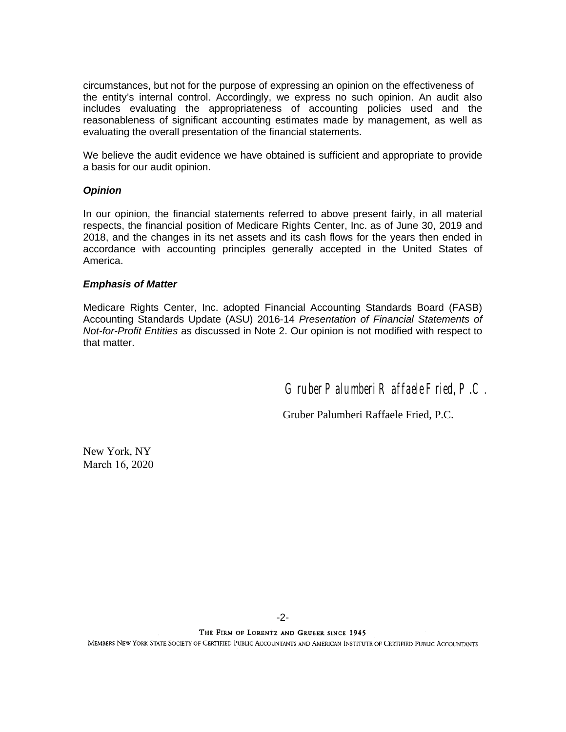circumstances, but not for the purpose of expressing an opinion on the effectiveness of the entity's internal control. Accordingly, we express no such opinion. An audit also includes evaluating the appropriateness of accounting policies used and the reasonableness of significant accounting estimates made by management, as well as evaluating the overall presentation of the financial statements.

We believe the audit evidence we have obtained is sufficient and appropriate to provide a basis for our audit opinion.

***Opinion***

In our opinion, the financial statements referred to above present fairly, in all material respects, the financial position of Medicare Rights Center, Inc. as of June 30, 2019 and 2018, and the changes in its net assets and its cash flows for the years then ended in accordance with accounting principles generally accepted in the United States of America.

***Emphasis of Matter***

Medicare Rights Center, Inc. adopted Financial Accounting Standards Board (FASB) Accounting Standards Update (ASU) 2016-14 *Presentation of Financial Statements of Not-for-Profit Entities* as discussed in Note 2. Our opinion is not modified with respect to that matter.

Gruber Palumberi Raffaele Fried, P.C.

Gruber Palumberi Raffaele Fried, P.C.

New York, NY
March 16, 2020

THE FIRM OF LORENTZ AND GRUBER SINCE 1945
MEMBERS NEW YORK STATE SOCIETY OF CERTIFIED PUBLIC ACCOUNTANTS AND AMERICAN INSTITUTE OF CERTIFIED PUBLIC ACCOUNTANTS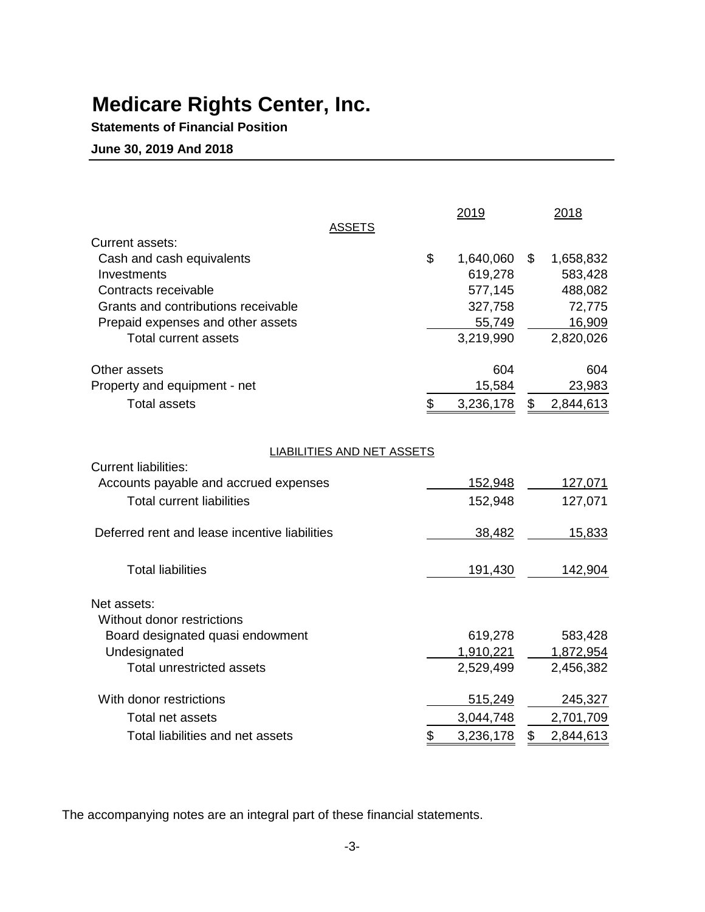# Medicare Rights Center, Inc.

**Statements of Financial Position**

**June 30, 2019 And 2018**

| | 2019 | 2018 |
|---|---|---|
| **ASSETS** | | |
| Current assets: | | |
| Cash and cash equivalents | $ 1,640,060 | $ 1,658,832 |
| Investments | 619,278 | 583,428 |
| Contracts receivable | 577,145 | 488,082 |
| Grants and contributions receivable | 327,758 | 72,775 |
| Prepaid expenses and other assets | 55,749 | 16,909 |
| Total current assets | 3,219,990 | 2,820,026 |
| Other assets | 604 | 604 |
| Property and equipment - net | 15,584 | 23,983 |
| Total assets | $ 3,236,178 | $ 2,844,613 |
| **LIABILITIES AND NET ASSETS** | | |
| Current liabilities: | | |
| Accounts payable and accrued expenses | 152,948 | 127,071 |
| Total current liabilities | 152,948 | 127,071 |
| Deferred rent and lease incentive liabilities | 38,482 | 15,833 |
| Total liabilities | 191,430 | 142,904 |
| Net assets: | | |
| Without donor restrictions | | |
| Board designated quasi endowment | 619,278 | 583,428 |
| Undesignated | 1,910,221 | 1,872,954 |
| Total unrestricted assets | 2,529,499 | 2,456,382 |
| With donor restrictions | 515,249 | 245,327 |
| Total net assets | 3,044,748 | 2,701,709 |
| Total liabilities and net assets | $ 3,236,178 | $ 2,844,613 |

The accompanying notes are an integral part of these financial statements.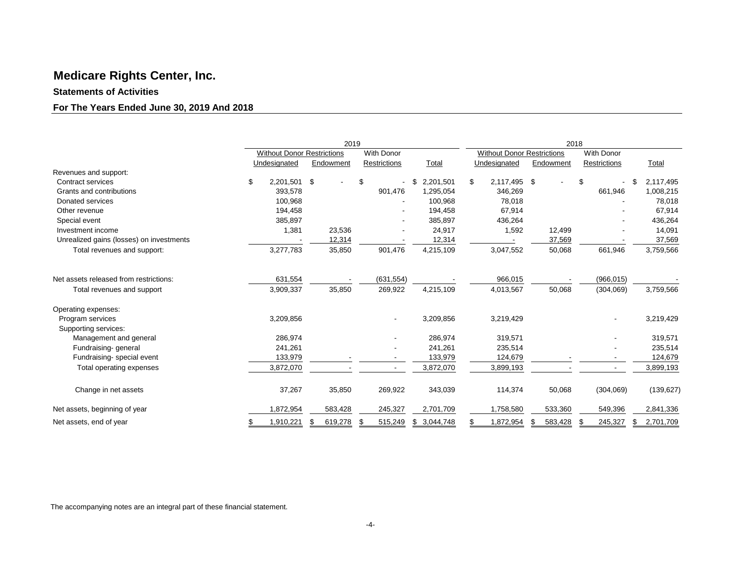# Medicare Rights Center, Inc.

### Statements of Activities

### For The Years Ended June 30, 2019 And 2018

| | 2019 | | | | 2018 | | | |
|---|---|---|---|---|---|---|---|---|
| | Without Donor Restrictions | | With Donor | | Without Donor Restrictions | | With Donor | |
| | Undesignated | Endowment | Restrictions | Total | Undesignated | Endowment | Restrictions | Total |
| Revenues and support: | | | | | | | | |
| Contract services | $ 2,201,501 | $ - | $ - | $ 2,201,501 | $ 2,117,495 | $ - | $ - | $ 2,117,495 |
| Grants and contributions | 393,578 | | 901,476 | 1,295,054 | 346,269 | | 661,946 | 1,008,215 |
| Donated services | 100,968 | | - | 100,968 | 78,018 | | - | 78,018 |
| Other revenue | 194,458 | | - | 194,458 | 67,914 | | - | 67,914 |
| Special event | 385,897 | | - | 385,897 | 436,264 | | - | 436,264 |
| Investment income | 1,381 | 23,536 | - | 24,917 | 1,592 | 12,499 | - | 14,091 |
| Unrealized gains (losses) on investments | - | 12,314 | - | 12,314 | - | 37,569 | - | 37,569 |
| Total revenues and support: | 3,277,783 | 35,850 | 901,476 | 4,215,109 | 3,047,552 | 50,068 | 661,946 | 3,759,566 |
| Net assets released from restrictions: | 631,554 | - | (631,554) | - | 966,015 | - | (966,015) | - |
| Total revenues and support | 3,909,337 | 35,850 | 269,922 | 4,215,109 | 4,013,567 | 50,068 | (304,069) | 3,759,566 |
| Operating expenses: | | | | | | | | |
| Program services | 3,209,856 | | - | 3,209,856 | 3,219,429 | | - | 3,219,429 |
| Supporting services: | | | | | | | | |
| Management and general | 286,974 | | - | 286,974 | 319,571 | | - | 319,571 |
| Fundraising- general | 241,261 | | - | 241,261 | 235,514 | | - | 235,514 |
| Fundraising- special event | 133,979 | - | - | 133,979 | 124,679 | - | - | 124,679 |
| Total operating expenses | 3,872,070 | - | - | 3,872,070 | 3,899,193 | - | - | 3,899,193 |
| Change in net assets | 37,267 | 35,850 | 269,922 | 343,039 | 114,374 | 50,068 | (304,069) | (139,627) |
| Net assets, beginning of year | 1,872,954 | 583,428 | 245,327 | 2,701,709 | 1,758,580 | 533,360 | 549,396 | 2,841,336 |
| Net assets, end of year | $ 1,910,221 | $ 619,278 | $ 515,249 | $ 3,044,748 | $ 1,872,954 | $ 583,428 | $ 245,327 | $ 2,701,709 |

The accompanying notes are an integral part of these financial statement.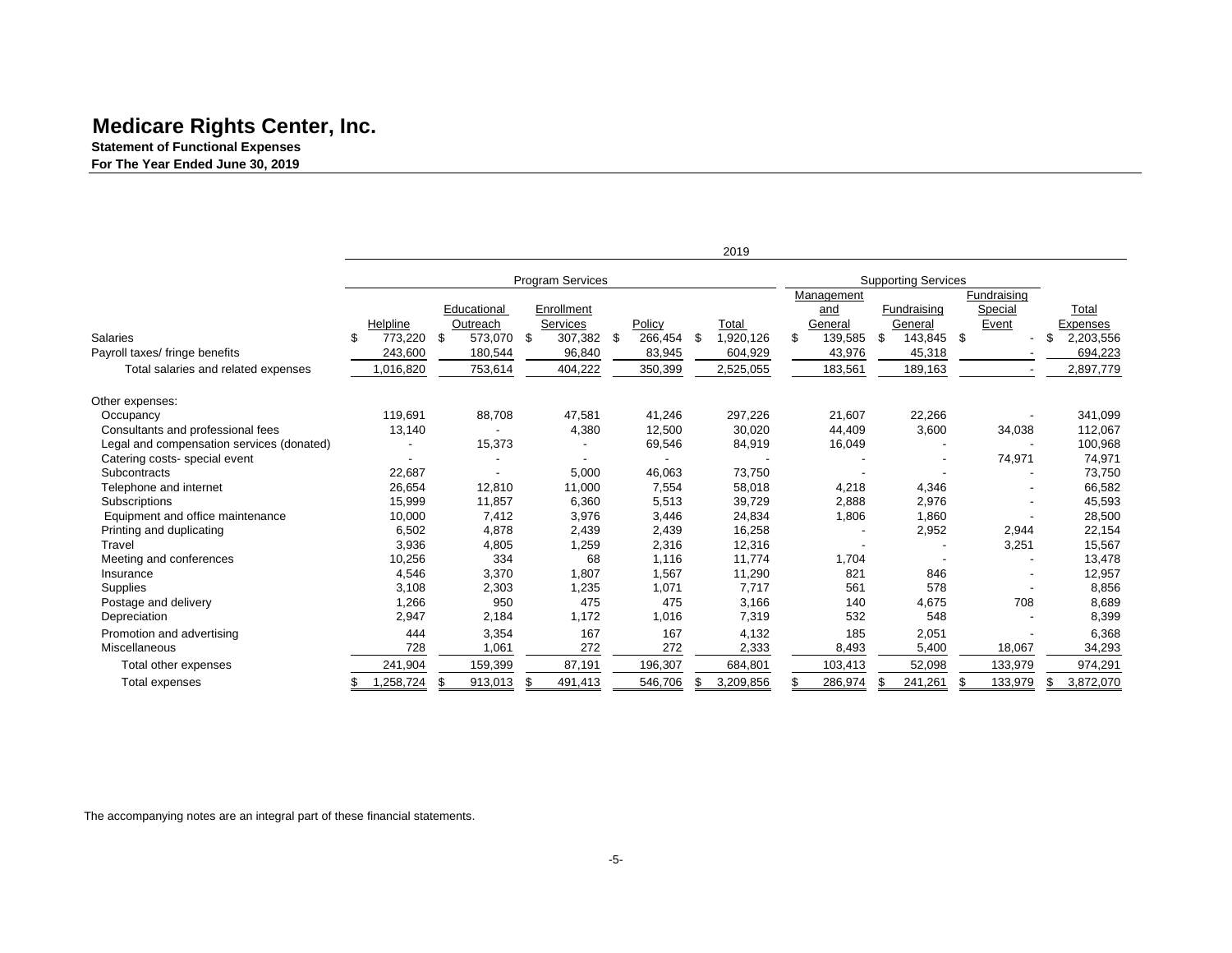# Medicare Rights Center, Inc.

**Statement of Functional Expenses**
**For The Year Ended June 30, 2019**

| | 2019 | | | | | | | | |
|---|---|---|---|---|---|---|---|---|---|
| | Program Services | | | | | Supporting Services | | | |
| | Helpline | Educational Outreach | Enrollment Services | Policy | Total | Management and General | Fundraising General | Fundraising Special Event | Total Expenses |
| Salaries | $ 773,220 | $ 573,070 | $ 307,382 | $ 266,454 | $ 1,920,126 | $ 139,585 | $ 143,845 | $ - | $ 2,203,556 |
| Payroll taxes/ fringe benefits | 243,600 | 180,544 | 96,840 | 83,945 | 604,929 | 43,976 | 45,318 | - | 694,223 |
| Total salaries and related expenses | 1,016,820 | 753,614 | 404,222 | 350,399 | 2,525,055 | 183,561 | 189,163 | - | 2,897,779 |
| Other expenses: | | | | | | | | | |
| Occupancy | 119,691 | 88,708 | 47,581 | 41,246 | 297,226 | 21,607 | 22,266 | - | 341,099 |
| Consultants and professional fees | 13,140 | - | 4,380 | 12,500 | 30,020 | 44,409 | 3,600 | 34,038 | 112,067 |
| Legal and compensation services (donated) | - | 15,373 | - | 69,546 | 84,919 | 16,049 | - | - | 100,968 |
| Catering costs- special event | - | - | - | - | - | - | - | 74,971 | 74,971 |
| Subcontracts | 22,687 | - | 5,000 | 46,063 | 73,750 | - | - | - | 73,750 |
| Telephone and internet | 26,654 | 12,810 | 11,000 | 7,554 | 58,018 | 4,218 | 4,346 | - | 66,582 |
| Subscriptions | 15,999 | 11,857 | 6,360 | 5,513 | 39,729 | 2,888 | 2,976 | - | 45,593 |
| Equipment and office maintenance | 10,000 | 7,412 | 3,976 | 3,446 | 24,834 | 1,806 | 1,860 | - | 28,500 |
| Printing and duplicating | 6,502 | 4,878 | 2,439 | 2,439 | 16,258 | - | 2,952 | 2,944 | 22,154 |
| Travel | 3,936 | 4,805 | 1,259 | 2,316 | 12,316 | - | - | 3,251 | 15,567 |
| Meeting and conferences | 10,256 | 334 | 68 | 1,116 | 11,774 | 1,704 | - | - | 13,478 |
| Insurance | 4,546 | 3,370 | 1,807 | 1,567 | 11,290 | 821 | 846 | - | 12,957 |
| Supplies | 3,108 | 2,303 | 1,235 | 1,071 | 7,717 | 561 | 578 | - | 8,856 |
| Postage and delivery | 1,266 | 950 | 475 | 475 | 3,166 | 140 | 4,675 | 708 | 8,689 |
| Depreciation | 2,947 | 2,184 | 1,172 | 1,016 | 7,319 | 532 | 548 | - | 8,399 |
| Promotion and advertising | 444 | 3,354 | 167 | 167 | 4,132 | 185 | 2,051 | - | 6,368 |
| Miscellaneous | 728 | 1,061 | 272 | 272 | 2,333 | 8,493 | 5,400 | 18,067 | 34,293 |
| Total other expenses | 241,904 | 159,399 | 87,191 | 196,307 | 684,801 | 103,413 | 52,098 | 133,979 | 974,291 |
| Total expenses | $ 1,258,724 | $ 913,013 | $ 491,413 | 546,706 | $ 3,209,856 | $ 286,974 | $ 241,261 | $ 133,979 | $ 3,872,070 |

The accompanying notes are an integral part of these financial statements.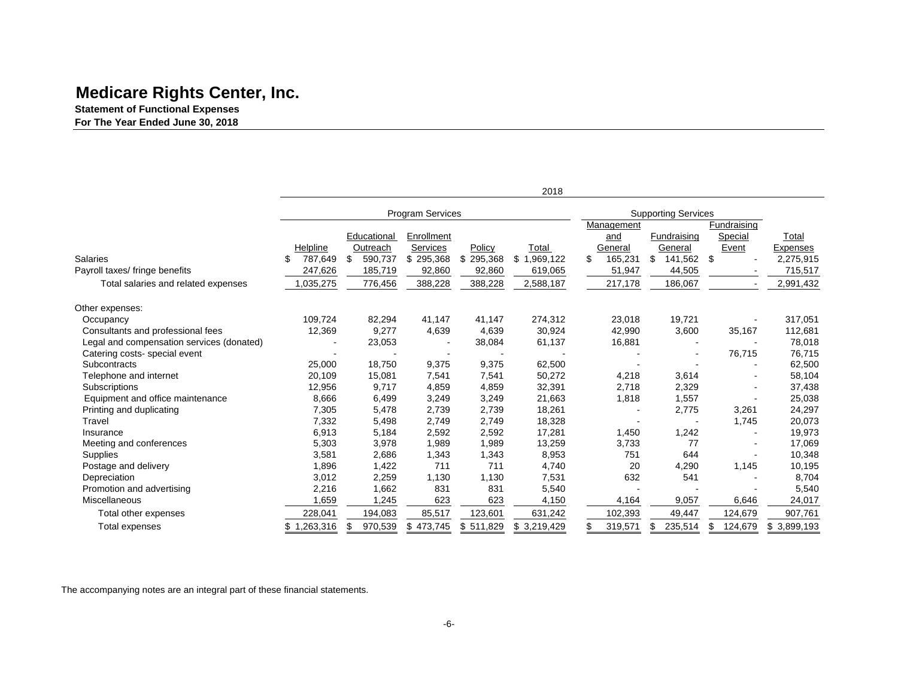# Medicare Rights Center, Inc.

**Statement of Functional Expenses**
**For The Year Ended June 30, 2018**

| | 2018 | | | | | | | | |
|---|---|---|---|---|---|---|---|---|---|
| | Program Services | | | | | Supporting Services | | | |
| | Helpline | Educational Outreach | Enrollment Services | Policy | Total | Management and General | Fundraising General | Fundraising Special Event | Total Expenses |
| Salaries | $ 787,649 | $ 590,737 | $ 295,368 | $ 295,368 | $ 1,969,122 | $ 165,231 | $ 141,562 | $ - | 2,275,915 |
| Payroll taxes/ fringe benefits | 247,626 | 185,719 | 92,860 | 92,860 | 619,065 | 51,947 | 44,505 | - | 715,517 |
| Total salaries and related expenses | 1,035,275 | 776,456 | 388,228 | 388,228 | 2,588,187 | 217,178 | 186,067 | - | 2,991,432 |
| Other expenses: | | | | | | | | | |
| Occupancy | 109,724 | 82,294 | 41,147 | 41,147 | 274,312 | 23,018 | 19,721 | - | 317,051 |
| Consultants and professional fees | 12,369 | 9,277 | 4,639 | 4,639 | 30,924 | 42,990 | 3,600 | 35,167 | 112,681 |
| Legal and compensation services (donated) | - | 23,053 | - | 38,084 | 61,137 | 16,881 | - | - | 78,018 |
| Catering costs- special event | - | - | - | - | - | - | - | 76,715 | 76,715 |
| Subcontracts | 25,000 | 18,750 | 9,375 | 9,375 | 62,500 | - | - | - | 62,500 |
| Telephone and internet | 20,109 | 15,081 | 7,541 | 7,541 | 50,272 | 4,218 | 3,614 | - | 58,104 |
| Subscriptions | 12,956 | 9,717 | 4,859 | 4,859 | 32,391 | 2,718 | 2,329 | - | 37,438 |
| Equipment and office maintenance | 8,666 | 6,499 | 3,249 | 3,249 | 21,663 | 1,818 | 1,557 | - | 25,038 |
| Printing and duplicating | 7,305 | 5,478 | 2,739 | 2,739 | 18,261 | - | 2,775 | 3,261 | 24,297 |
| Travel | 7,332 | 5,498 | 2,749 | 2,749 | 18,328 | - | - | 1,745 | 20,073 |
| Insurance | 6,913 | 5,184 | 2,592 | 2,592 | 17,281 | 1,450 | 1,242 | - | 19,973 |
| Meeting and conferences | 5,303 | 3,978 | 1,989 | 1,989 | 13,259 | 3,733 | 77 | - | 17,069 |
| Supplies | 3,581 | 2,686 | 1,343 | 1,343 | 8,953 | 751 | 644 | - | 10,348 |
| Postage and delivery | 1,896 | 1,422 | 711 | 711 | 4,740 | 20 | 4,290 | 1,145 | 10,195 |
| Depreciation | 3,012 | 2,259 | 1,130 | 1,130 | 7,531 | 632 | 541 | - | 8,704 |
| Promotion and advertising | 2,216 | 1,662 | 831 | 831 | 5,540 | - | - | - | 5,540 |
| Miscellaneous | 1,659 | 1,245 | 623 | 623 | 4,150 | 4,164 | 9,057 | 6,646 | 24,017 |
| Total other expenses | 228,041 | 194,083 | 85,517 | 123,601 | 631,242 | 102,393 | 49,447 | 124,679 | 907,761 |
| Total expenses | $ 1,263,316 | $ 970,539 | $ 473,745 | $ 511,829 | $ 3,219,429 | $ 319,571 | $ 235,514 | $ 124,679 | $ 3,899,193 |

The accompanying notes are an integral part of these financial statements.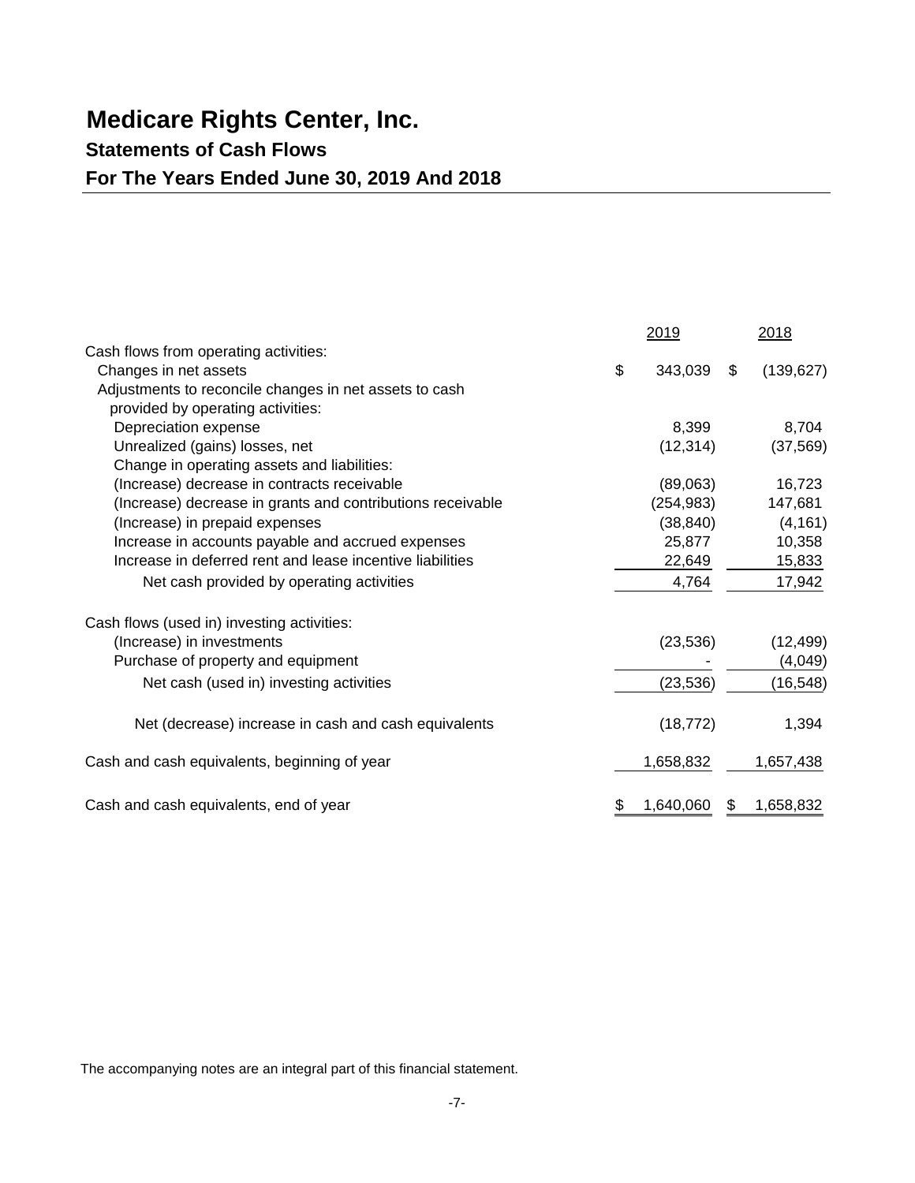# Medicare Rights Center, Inc.

## Statements of Cash Flows

## For The Years Ended June 30, 2019 And 2018

| | 2019 | 2018 |
|---|---|---|
| Cash flows from operating activities: | | |
| Changes in net assets | $ 343,039 | $ (139,627) |
| Adjustments to reconcile changes in net assets to cash provided by operating activities: | | |
| Depreciation expense | 8,399 | 8,704 |
| Unrealized (gains) losses, net | (12,314) | (37,569) |
| Change in operating assets and liabilities: | | |
| (Increase) decrease in contracts receivable | (89,063) | 16,723 |
| (Increase) decrease in grants and contributions receivable | (254,983) | 147,681 |
| (Increase) in prepaid expenses | (38,840) | (4,161) |
| Increase in accounts payable and accrued expenses | 25,877 | 10,358 |
| Increase in deferred rent and lease incentive liabilities | 22,649 | 15,833 |
| Net cash provided by operating activities | 4,764 | 17,942 |
| Cash flows (used in) investing activities: | | |
| (Increase) in investments | (23,536) | (12,499) |
| Purchase of property and equipment | - | (4,049) |
| Net cash (used in) investing activities | (23,536) | (16,548) |
| Net (decrease) increase in cash and cash equivalents | (18,772) | 1,394 |
| Cash and cash equivalents, beginning of year | 1,658,832 | 1,657,438 |
| Cash and cash equivalents, end of year | $ 1,640,060 | $ 1,658,832 |

The accompanying notes are an integral part of this financial statement.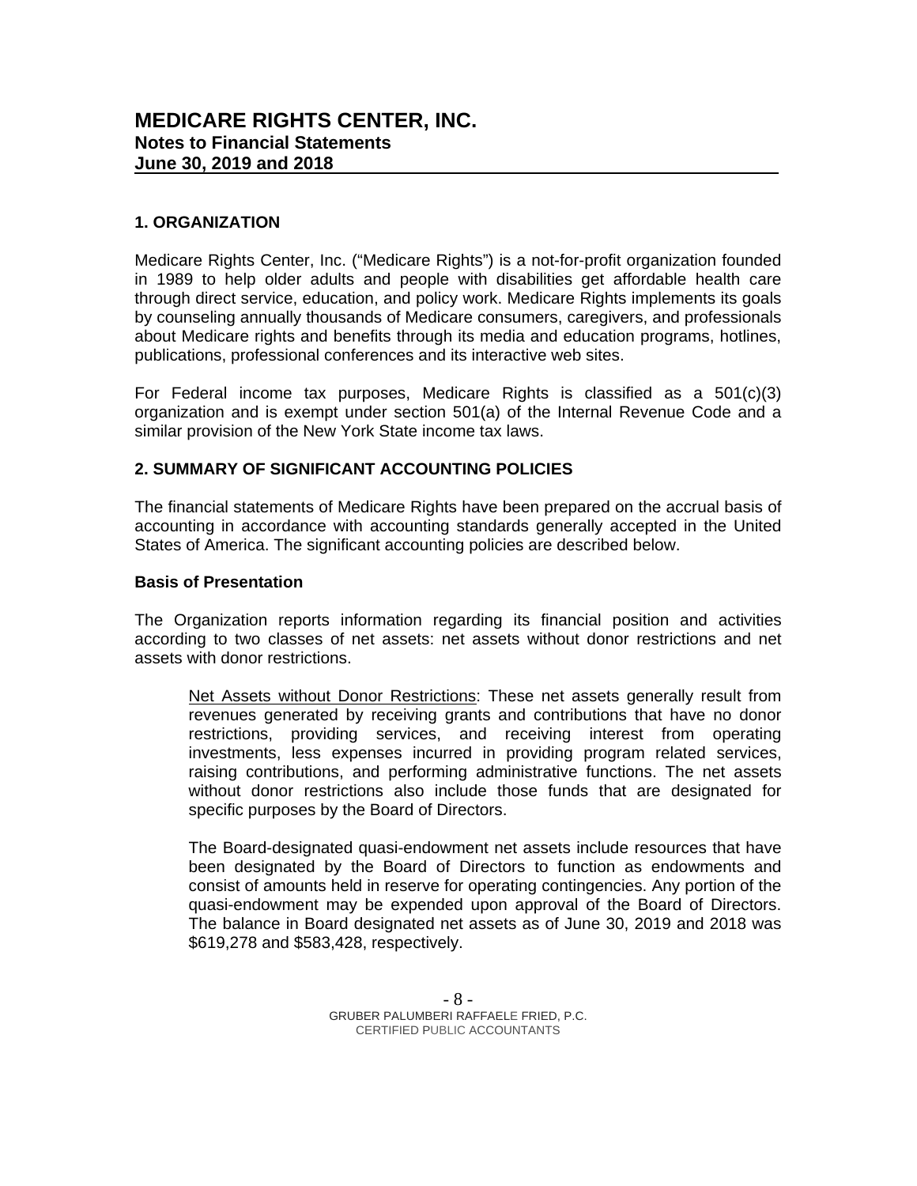# MEDICARE RIGHTS CENTER, INC.
## Notes to Financial Statements
## June 30, 2019 and 2018

### 1. ORGANIZATION

Medicare Rights Center, Inc. ("Medicare Rights") is a not-for-profit organization founded in 1989 to help older adults and people with disabilities get affordable health care through direct service, education, and policy work. Medicare Rights implements its goals by counseling annually thousands of Medicare consumers, caregivers, and professionals about Medicare rights and benefits through its media and education programs, hotlines, publications, professional conferences and its interactive web sites.

For Federal income tax purposes, Medicare Rights is classified as a 501(c)(3) organization and is exempt under section 501(a) of the Internal Revenue Code and a similar provision of the New York State income tax laws.

### 2. SUMMARY OF SIGNIFICANT ACCOUNTING POLICIES

The financial statements of Medicare Rights have been prepared on the accrual basis of accounting in accordance with accounting standards generally accepted in the United States of America. The significant accounting policies are described below.

**Basis of Presentation**

The Organization reports information regarding its financial position and activities according to two classes of net assets: net assets without donor restrictions and net assets with donor restrictions.

> Net Assets without Donor Restrictions: These net assets generally result from revenues generated by receiving grants and contributions that have no donor restrictions, providing services, and receiving interest from operating investments, less expenses incurred in providing program related services, raising contributions, and performing administrative functions. The net assets without donor restrictions also include those funds that are designated for specific purposes by the Board of Directors.
>
> The Board-designated quasi-endowment net assets include resources that have been designated by the Board of Directors to function as endowments and consist of amounts held in reserve for operating contingencies. Any portion of the quasi-endowment may be expended upon approval of the Board of Directors. The balance in Board designated net assets as of June 30, 2019 and 2018 was \$619,278 and \$583,428, respectively.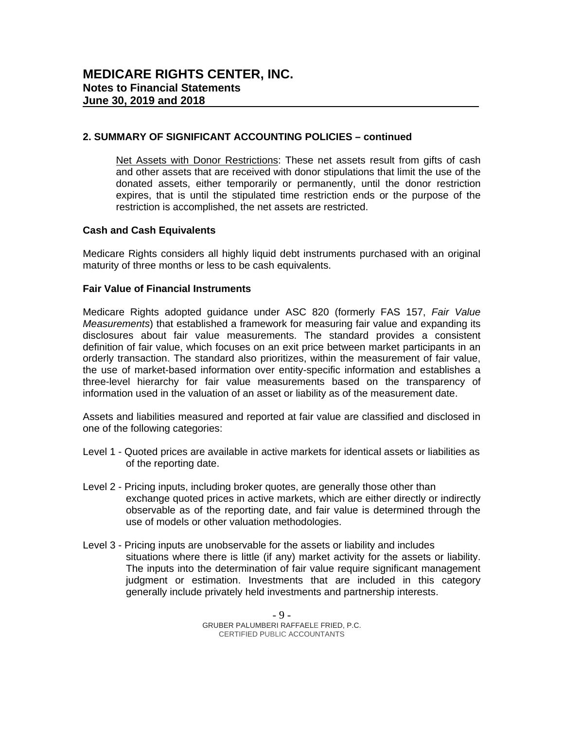# MEDICARE RIGHTS CENTER, INC.
**Notes to Financial Statements**
**June 30, 2019 and 2018**

## 2. SUMMARY OF SIGNIFICANT ACCOUNTING POLICIES – continued

Net Assets with Donor Restrictions: These net assets result from gifts of cash and other assets that are received with donor stipulations that limit the use of the donated assets, either temporarily or permanently, until the donor restriction expires, that is until the stipulated time restriction ends or the purpose of the restriction is accomplished, the net assets are restricted.

### Cash and Cash Equivalents

Medicare Rights considers all highly liquid debt instruments purchased with an original maturity of three months or less to be cash equivalents.

### Fair Value of Financial Instruments

Medicare Rights adopted guidance under ASC 820 (formerly FAS 157, *Fair Value Measurements*) that established a framework for measuring fair value and expanding its disclosures about fair value measurements. The standard provides a consistent definition of fair value, which focuses on an exit price between market participants in an orderly transaction. The standard also prioritizes, within the measurement of fair value, the use of market-based information over entity-specific information and establishes a three-level hierarchy for fair value measurements based on the transparency of information used in the valuation of an asset or liability as of the measurement date.

Assets and liabilities measured and reported at fair value are classified and disclosed in one of the following categories:

Level 1 - Quoted prices are available in active markets for identical assets or liabilities as of the reporting date.

Level 2 - Pricing inputs, including broker quotes, are generally those other than exchange quoted prices in active markets, which are either directly or indirectly observable as of the reporting date, and fair value is determined through the use of models or other valuation methodologies.

Level 3 - Pricing inputs are unobservable for the assets or liability and includes situations where there is little (if any) market activity for the assets or liability. The inputs into the determination of fair value require significant management judgment or estimation. Investments that are included in this category generally include privately held investments and partnership interests.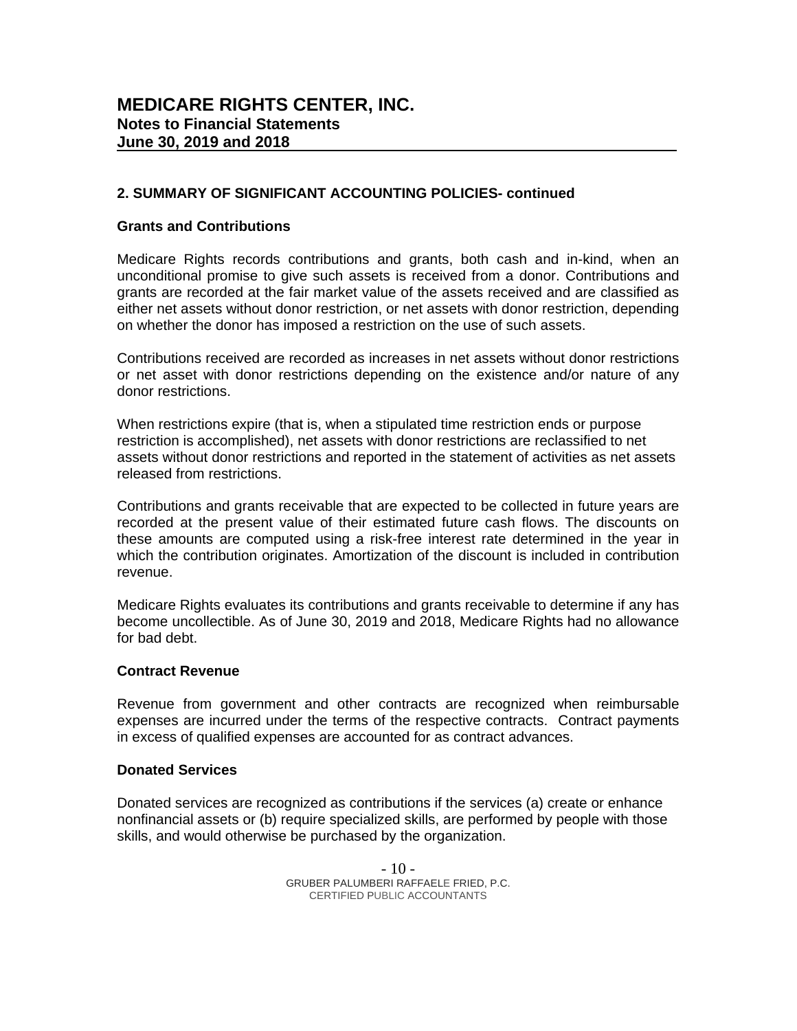## 2. SUMMARY OF SIGNIFICANT ACCOUNTING POLICIES- continued

### Grants and Contributions

Medicare Rights records contributions and grants, both cash and in-kind, when an unconditional promise to give such assets is received from a donor. Contributions and grants are recorded at the fair market value of the assets received and are classified as either net assets without donor restriction, or net assets with donor restriction, depending on whether the donor has imposed a restriction on the use of such assets.

Contributions received are recorded as increases in net assets without donor restrictions or net asset with donor restrictions depending on the existence and/or nature of any donor restrictions.

When restrictions expire (that is, when a stipulated time restriction ends or purpose restriction is accomplished), net assets with donor restrictions are reclassified to net assets without donor restrictions and reported in the statement of activities as net assets released from restrictions.

Contributions and grants receivable that are expected to be collected in future years are recorded at the present value of their estimated future cash flows. The discounts on these amounts are computed using a risk-free interest rate determined in the year in which the contribution originates. Amortization of the discount is included in contribution revenue.

Medicare Rights evaluates its contributions and grants receivable to determine if any has become uncollectible. As of June 30, 2019 and 2018, Medicare Rights had no allowance for bad debt.

### Contract Revenue

Revenue from government and other contracts are recognized when reimbursable expenses are incurred under the terms of the respective contracts. Contract payments in excess of qualified expenses are accounted for as contract advances.

### Donated Services

Donated services are recognized as contributions if the services (a) create or enhance nonfinancial assets or (b) require specialized skills, are performed by people with those skills, and would otherwise be purchased by the organization.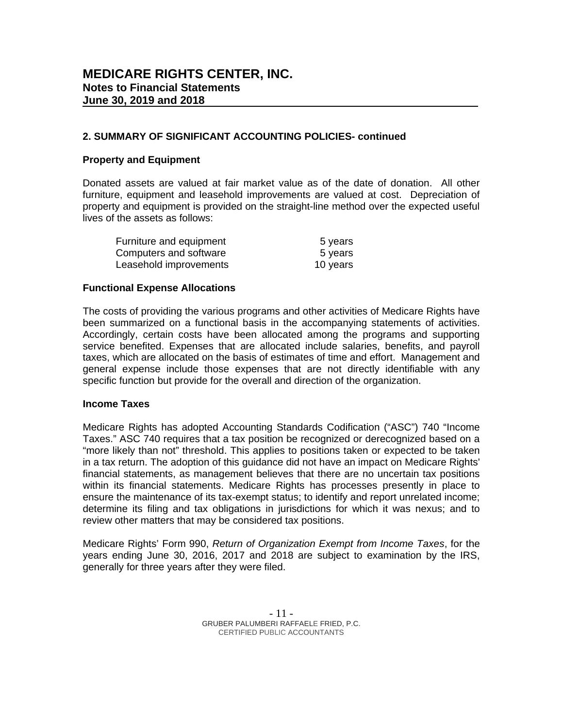# MEDICARE RIGHTS CENTER, INC.
## Notes to Financial Statements
## June 30, 2019 and 2018

### 2. SUMMARY OF SIGNIFICANT ACCOUNTING POLICIES- continued

#### Property and Equipment

Donated assets are valued at fair market value as of the date of donation. All other furniture, equipment and leasehold improvements are valued at cost. Depreciation of property and equipment is provided on the straight-line method over the expected useful lives of the assets as follows:

| | |
|---|---|
| Furniture and equipment | 5 years |
| Computers and software | 5 years |
| Leasehold improvements | 10 years |

#### Functional Expense Allocations

The costs of providing the various programs and other activities of Medicare Rights have been summarized on a functional basis in the accompanying statements of activities. Accordingly, certain costs have been allocated among the programs and supporting service benefited. Expenses that are allocated include salaries, benefits, and payroll taxes, which are allocated on the basis of estimates of time and effort. Management and general expense include those expenses that are not directly identifiable with any specific function but provide for the overall and direction of the organization.

#### Income Taxes

Medicare Rights has adopted Accounting Standards Codification ("ASC") 740 "Income Taxes." ASC 740 requires that a tax position be recognized or derecognized based on a "more likely than not" threshold. This applies to positions taken or expected to be taken in a tax return. The adoption of this guidance did not have an impact on Medicare Rights' financial statements, as management believes that there are no uncertain tax positions within its financial statements. Medicare Rights has processes presently in place to ensure the maintenance of its tax-exempt status; to identify and report unrelated income; determine its filing and tax obligations in jurisdictions for which it was nexus; and to review other matters that may be considered tax positions.

Medicare Rights' Form 990, *Return of Organization Exempt from Income Taxes*, for the years ending June 30, 2016, 2017 and 2018 are subject to examination by the IRS, generally for three years after they were filed.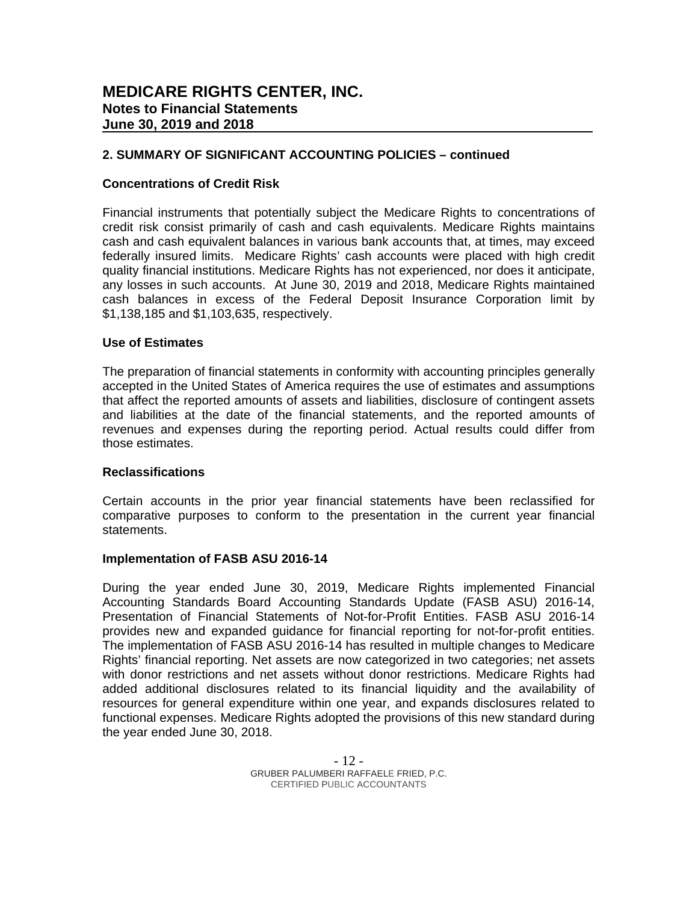# MEDICARE RIGHTS CENTER, INC.
## Notes to Financial Statements
## June 30, 2019 and 2018

### 2. SUMMARY OF SIGNIFICANT ACCOUNTING POLICIES – continued

#### Concentrations of Credit Risk

Financial instruments that potentially subject the Medicare Rights to concentrations of credit risk consist primarily of cash and cash equivalents. Medicare Rights maintains cash and cash equivalent balances in various bank accounts that, at times, may exceed federally insured limits. Medicare Rights' cash accounts were placed with high credit quality financial institutions. Medicare Rights has not experienced, nor does it anticipate, any losses in such accounts. At June 30, 2019 and 2018, Medicare Rights maintained cash balances in excess of the Federal Deposit Insurance Corporation limit by $1,138,185 and $1,103,635, respectively.

#### Use of Estimates

The preparation of financial statements in conformity with accounting principles generally accepted in the United States of America requires the use of estimates and assumptions that affect the reported amounts of assets and liabilities, disclosure of contingent assets and liabilities at the date of the financial statements, and the reported amounts of revenues and expenses during the reporting period. Actual results could differ from those estimates.

#### Reclassifications

Certain accounts in the prior year financial statements have been reclassified for comparative purposes to conform to the presentation in the current year financial statements.

#### Implementation of FASB ASU 2016-14

During the year ended June 30, 2019, Medicare Rights implemented Financial Accounting Standards Board Accounting Standards Update (FASB ASU) 2016-14, Presentation of Financial Statements of Not-for-Profit Entities. FASB ASU 2016-14 provides new and expanded guidance for financial reporting for not-for-profit entities. The implementation of FASB ASU 2016-14 has resulted in multiple changes to Medicare Rights' financial reporting. Net assets are now categorized in two categories; net assets with donor restrictions and net assets without donor restrictions. Medicare Rights had added additional disclosures related to its financial liquidity and the availability of resources for general expenditure within one year, and expands disclosures related to functional expenses. Medicare Rights adopted the provisions of this new standard during the year ended June 30, 2018.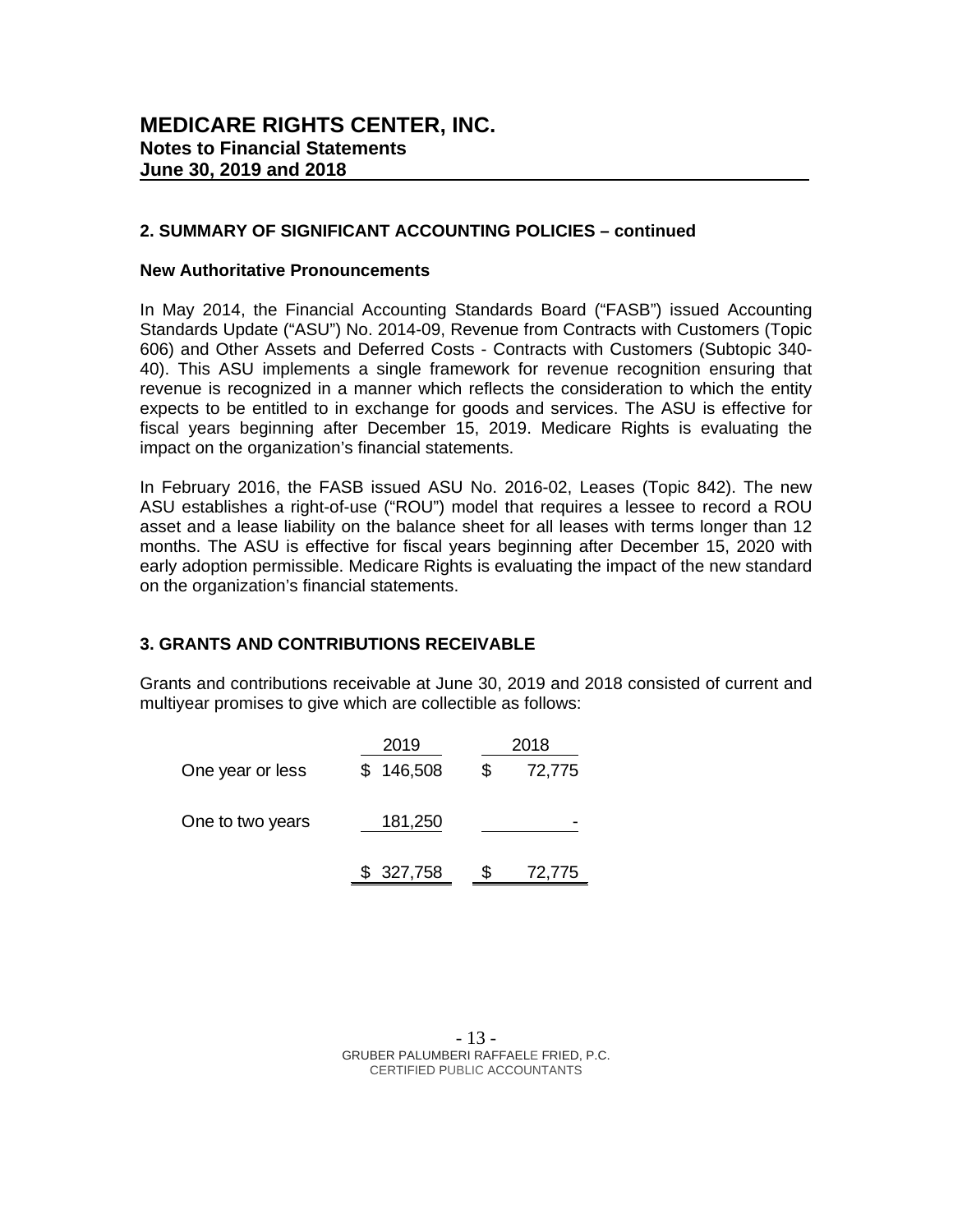# MEDICARE RIGHTS CENTER, INC.
**Notes to Financial Statements**
**June 30, 2019 and 2018**

## 2. SUMMARY OF SIGNIFICANT ACCOUNTING POLICIES – continued

### New Authoritative Pronouncements

In May 2014, the Financial Accounting Standards Board ("FASB") issued Accounting Standards Update ("ASU") No. 2014-09, Revenue from Contracts with Customers (Topic 606) and Other Assets and Deferred Costs - Contracts with Customers (Subtopic 340-40). This ASU implements a single framework for revenue recognition ensuring that revenue is recognized in a manner which reflects the consideration to which the entity expects to be entitled to in exchange for goods and services. The ASU is effective for fiscal years beginning after December 15, 2019. Medicare Rights is evaluating the impact on the organization's financial statements.

In February 2016, the FASB issued ASU No. 2016-02, Leases (Topic 842). The new ASU establishes a right-of-use ("ROU") model that requires a lessee to record a ROU asset and a lease liability on the balance sheet for all leases with terms longer than 12 months. The ASU is effective for fiscal years beginning after December 15, 2020 with early adoption permissible. Medicare Rights is evaluating the impact of the new standard on the organization's financial statements.

## 3. GRANTS AND CONTRIBUTIONS RECEIVABLE

Grants and contributions receivable at June 30, 2019 and 2018 consisted of current and multiyear promises to give which are collectible as follows:

| | 2019 | 2018 |
|---|---|---|
| One year or less | $ 146,508 | $ 72,775 |
| One to two years | 181,250 | - |
| | $ 327,758 | $ 72,775 |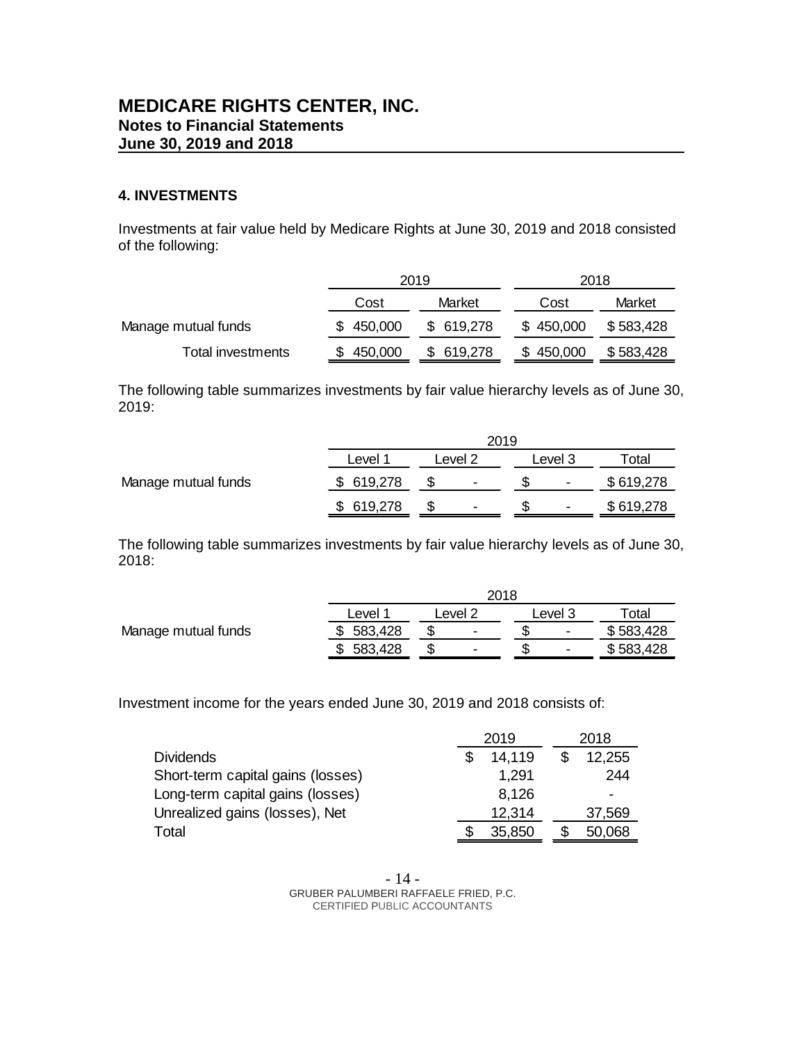# MEDICARE RIGHTS CENTER, INC.
**Notes to Financial Statements**
**June 30, 2019 and 2018**

## 4. INVESTMENTS

Investments at fair value held by Medicare Rights at June 30, 2019 and 2018 consisted of the following:

| | 2019 | | 2018 | |
|---|---|---|---|---|
| | Cost | Market | Cost | Market |
| Manage mutual funds | $ 450,000 | $ 619,278 | $ 450,000 | $ 583,428 |
| Total investments | $ 450,000 | $ 619,278 | $ 450,000 | $ 583,428 |

The following table summarizes investments by fair value hierarchy levels as of June 30, 2019:

| | 2019 | | | |
|---|---|---|---|---|
| | Level 1 | Level 2 | Level 3 | Total |
| Manage mutual funds | $ 619,278 | $ - | $ - | $ 619,278 |
| | $ 619,278 | $ - | $ - | $ 619,278 |

The following table summarizes investments by fair value hierarchy levels as of June 30, 2018:

| | 2018 | | | |
|---|---|---|---|---|
| | Level 1 | Level 2 | Level 3 | Total |
| Manage mutual funds | $ 583,428 | $ - | $ - | $ 583,428 |
| | $ 583,428 | $ - | $ - | $ 583,428 |

Investment income for the years ended June 30, 2019 and 2018 consists of:

| | 2019 | 2018 |
|---|---|---|
| Dividends | $ 14,119 | $ 12,255 |
| Short-term capital gains (losses) | 1,291 | 244 |
| Long-term capital gains (losses) | 8,126 | - |
| Unrealized gains (losses), Net | 12,314 | 37,569 |
| Total | $ 35,850 | $ 50,068 |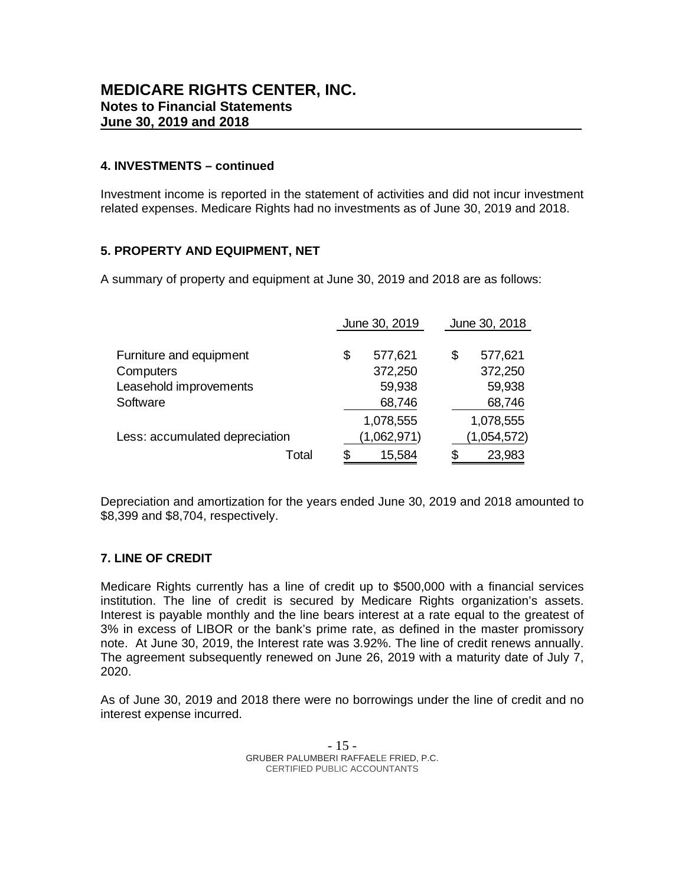# MEDICARE RIGHTS CENTER, INC.
## Notes to Financial Statements
## June 30, 2019 and 2018

### 4. INVESTMENTS – continued

Investment income is reported in the statement of activities and did not incur investment related expenses. Medicare Rights had no investments as of June 30, 2019 and 2018.

### 5. PROPERTY AND EQUIPMENT, NET

A summary of property and equipment at June 30, 2019 and 2018 are as follows:

| | June 30, 2019 | June 30, 2018 |
|---|---|---|
| Furniture and equipment | $ 577,621 | $ 577,621 |
| Computers | 372,250 | 372,250 |
| Leasehold improvements | 59,938 | 59,938 |
| Software | 68,746 | 68,746 |
| | 1,078,555 | 1,078,555 |
| Less: accumulated depreciation | (1,062,971) | (1,054,572) |
| Total | $ 15,584 | $ 23,983 |

Depreciation and amortization for the years ended June 30, 2019 and 2018 amounted to $8,399 and $8,704, respectively.

### 7. LINE OF CREDIT

Medicare Rights currently has a line of credit up to $500,000 with a financial services institution. The line of credit is secured by Medicare Rights organization's assets. Interest is payable monthly and the line bears interest at a rate equal to the greatest of 3% in excess of LIBOR or the bank's prime rate, as defined in the master promissory note. At June 30, 2019, the Interest rate was 3.92%. The line of credit renews annually. The agreement subsequently renewed on June 26, 2019 with a maturity date of July 7, 2020.

As of June 30, 2019 and 2018 there were no borrowings under the line of credit and no interest expense incurred.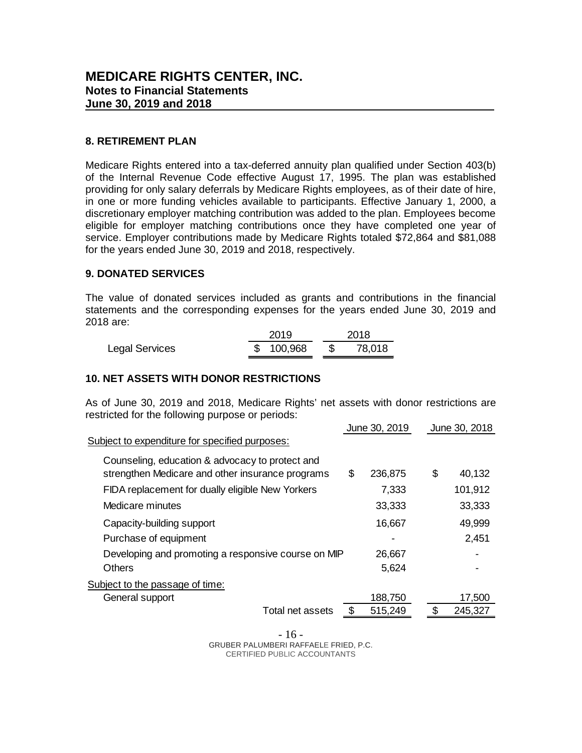# MEDICARE RIGHTS CENTER, INC.
## Notes to Financial Statements
## June 30, 2019 and 2018

### 8. RETIREMENT PLAN

Medicare Rights entered into a tax-deferred annuity plan qualified under Section 403(b) of the Internal Revenue Code effective August 17, 1995. The plan was established providing for only salary deferrals by Medicare Rights employees, as of their date of hire, in one or more funding vehicles available to participants. Effective January 1, 2000, a discretionary employer matching contribution was added to the plan. Employees become eligible for employer matching contributions once they have completed one year of service. Employer contributions made by Medicare Rights totaled $72,864 and $81,088 for the years ended June 30, 2019 and 2018, respectively.

### 9. DONATED SERVICES

The value of donated services included as grants and contributions in the financial statements and the corresponding expenses for the years ended June 30, 2019 and 2018 are:

| | 2019 | 2018 |
|---|---|---|
| Legal Services | $ 100,968 | $ 78,018 |

### 10. NET ASSETS WITH DONOR RESTRICTIONS

As of June 30, 2019 and 2018, Medicare Rights' net assets with donor restrictions are restricted for the following purpose or periods:

| | June 30, 2019 | June 30, 2018 |
|---|---|---|
| Subject to expenditure for specified purposes: | | |
| Counseling, education & advocacy to protect and strengthen Medicare and other insurance programs | $ 236,875 | $ 40,132 |
| FIDA replacement for dually eligible New Yorkers | 7,333 | 101,912 |
| Medicare minutes | 33,333 | 33,333 |
| Capacity-building support | 16,667 | 49,999 |
| Purchase of equipment | - | 2,451 |
| Developing and promoting a responsive course on MIP | 26,667 | - |
| Others | 5,624 | - |
| Subject to the passage of time: | | |
| General support | 188,750 | 17,500 |
| Total net assets | $ 515,249 | $ 245,327 |

GRUBER PALUMBERI RAFFAELE FRIED, P.C.
CERTIFIED PUBLIC ACCOUNTANTS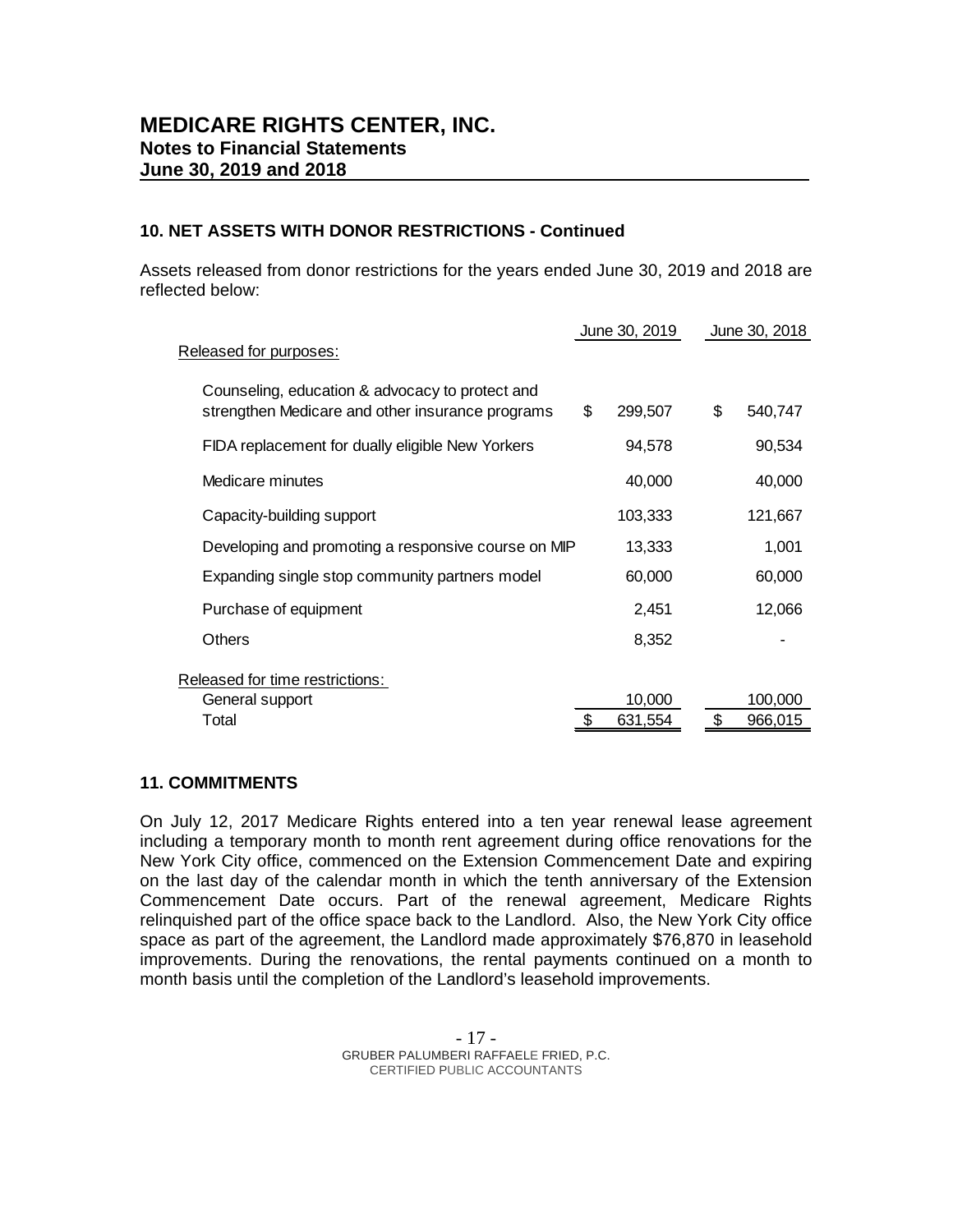# MEDICARE RIGHTS CENTER, INC.
## Notes to Financial Statements
## June 30, 2019 and 2018

### 10. NET ASSETS WITH DONOR RESTRICTIONS - Continued

Assets released from donor restrictions for the years ended June 30, 2019 and 2018 are reflected below:

| | June 30, 2019 | June 30, 2018 |
|---|---|---|
| Released for purposes: | | |
| Counseling, education & advocacy to protect and strengthen Medicare and other insurance programs | $ 299,507 | $ 540,747 |
| FIDA replacement for dually eligible New Yorkers | 94,578 | 90,534 |
| Medicare minutes | 40,000 | 40,000 |
| Capacity-building support | 103,333 | 121,667 |
| Developing and promoting a responsive course on MIP | 13,333 | 1,001 |
| Expanding single stop community partners model | 60,000 | 60,000 |
| Purchase of equipment | 2,451 | 12,066 |
| Others | 8,352 | - |
| Released for time restrictions: | | |
| General support | 10,000 | 100,000 |
| Total | $ 631,554 | $ 966,015 |

### 11. COMMITMENTS

On July 12, 2017 Medicare Rights entered into a ten year renewal lease agreement including a temporary month to month rent agreement during office renovations for the New York City office, commenced on the Extension Commencement Date and expiring on the last day of the calendar month in which the tenth anniversary of the Extension Commencement Date occurs. Part of the renewal agreement, Medicare Rights relinquished part of the office space back to the Landlord. Also, the New York City office space as part of the agreement, the Landlord made approximately $76,870 in leasehold improvements. During the renovations, the rental payments continued on a month to month basis until the completion of the Landlord's leasehold improvements.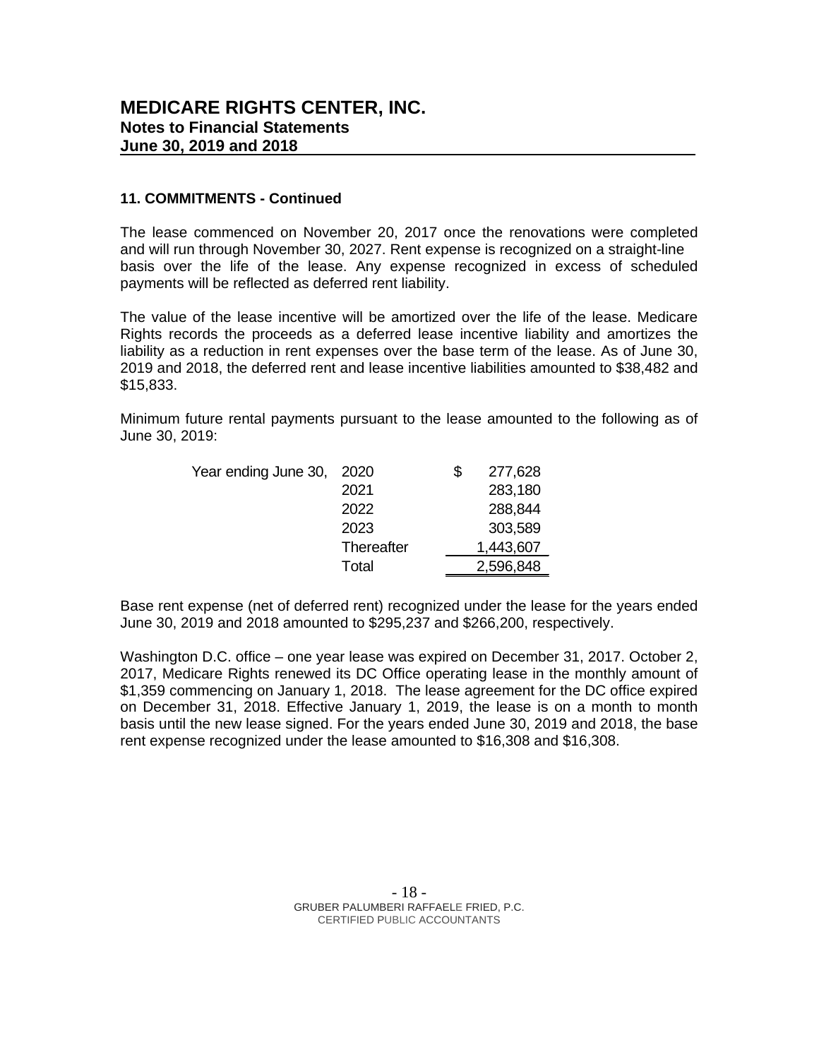## 11. COMMITMENTS - Continued

The lease commenced on November 20, 2017 once the renovations were completed and will run through November 30, 2027. Rent expense is recognized on a straight-line basis over the life of the lease. Any expense recognized in excess of scheduled payments will be reflected as deferred rent liability.

The value of the lease incentive will be amortized over the life of the lease. Medicare Rights records the proceeds as a deferred lease incentive liability and amortizes the liability as a reduction in rent expenses over the base term of the lease. As of June 30, 2019 and 2018, the deferred rent and lease incentive liabilities amounted to $38,482 and $15,833.

Minimum future rental payments pursuant to the lease amounted to the following as of June 30, 2019:

| | | |
|---|---|---|
| Year ending June 30, | 2020 | $ 277,628 |
| | 2021 | 283,180 |
| | 2022 | 288,844 |
| | 2023 | 303,589 |
| | Thereafter | 1,443,607 |
| | Total | 2,596,848 |

Base rent expense (net of deferred rent) recognized under the lease for the years ended June 30, 2019 and 2018 amounted to $295,237 and $266,200, respectively.

Washington D.C. office – one year lease was expired on December 31, 2017. October 2, 2017, Medicare Rights renewed its DC Office operating lease in the monthly amount of $1,359 commencing on January 1, 2018. The lease agreement for the DC office expired on December 31, 2018. Effective January 1, 2019, the lease is on a month to month basis until the new lease signed. For the years ended June 30, 2019 and 2018, the base rent expense recognized under the lease amounted to $16,308 and $16,308.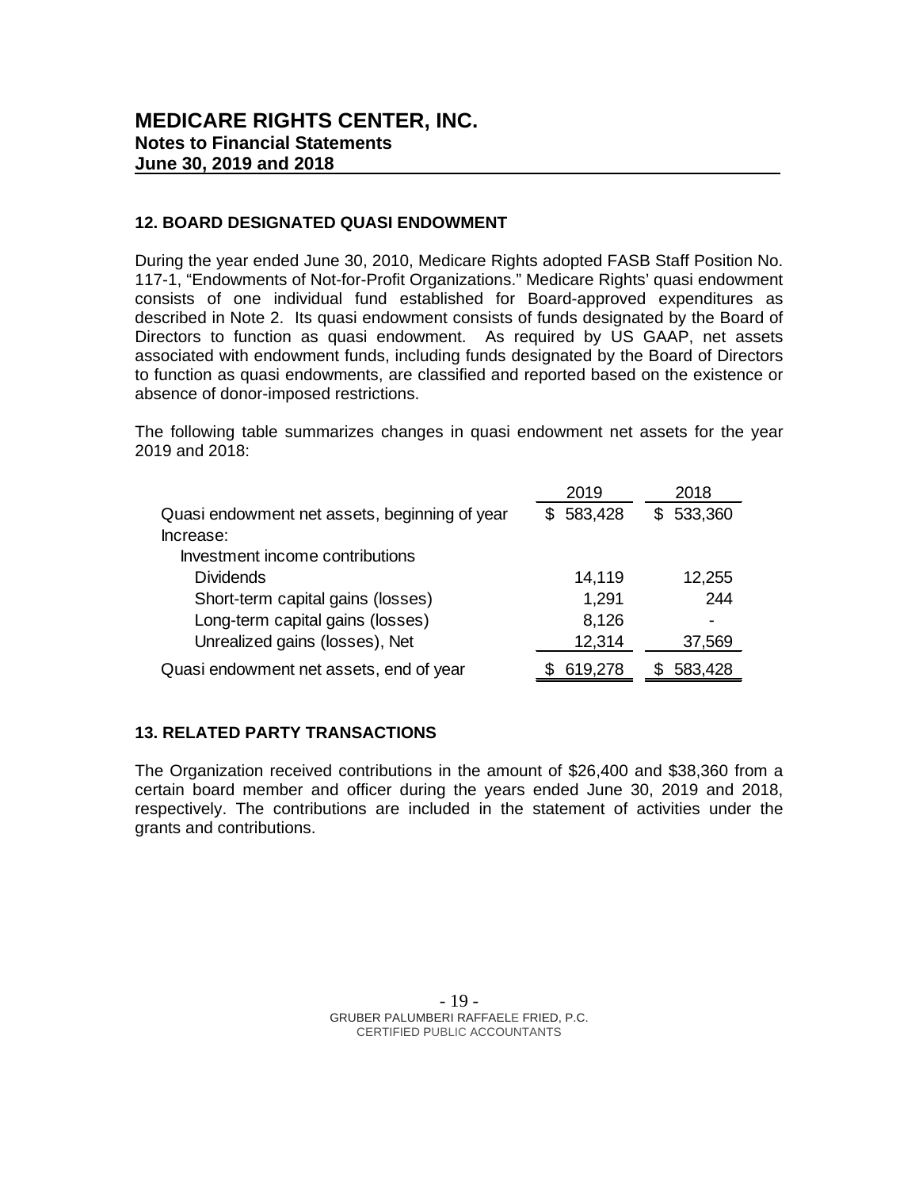# MEDICARE RIGHTS CENTER, INC.
**Notes to Financial Statements**
**June 30, 2019 and 2018**

### 12. BOARD DESIGNATED QUASI ENDOWMENT

During the year ended June 30, 2010, Medicare Rights adopted FASB Staff Position No. 117-1, "Endowments of Not-for-Profit Organizations." Medicare Rights' quasi endowment consists of one individual fund established for Board-approved expenditures as described in Note 2. Its quasi endowment consists of funds designated by the Board of Directors to function as quasi endowment. As required by US GAAP, net assets associated with endowment funds, including funds designated by the Board of Directors to function as quasi endowments, are classified and reported based on the existence or absence of donor-imposed restrictions.

The following table summarizes changes in quasi endowment net assets for the year 2019 and 2018:

| | 2019 | 2018 |
|---|---|---|
| Quasi endowment net assets, beginning of year | $ 583,428 | $ 533,360 |
| Increase: | | |
| Investment income contributions | | |
| Dividends | 14,119 | 12,255 |
| Short-term capital gains (losses) | 1,291 | 244 |
| Long-term capital gains (losses) | 8,126 | - |
| Unrealized gains (losses), Net | 12,314 | 37,569 |
| Quasi endowment net assets, end of year | $ 619,278 | $ 583,428 |

### 13. RELATED PARTY TRANSACTIONS

The Organization received contributions in the amount of $26,400 and $38,360 from a certain board member and officer during the years ended June 30, 2019 and 2018, respectively. The contributions are included in the statement of activities under the grants and contributions.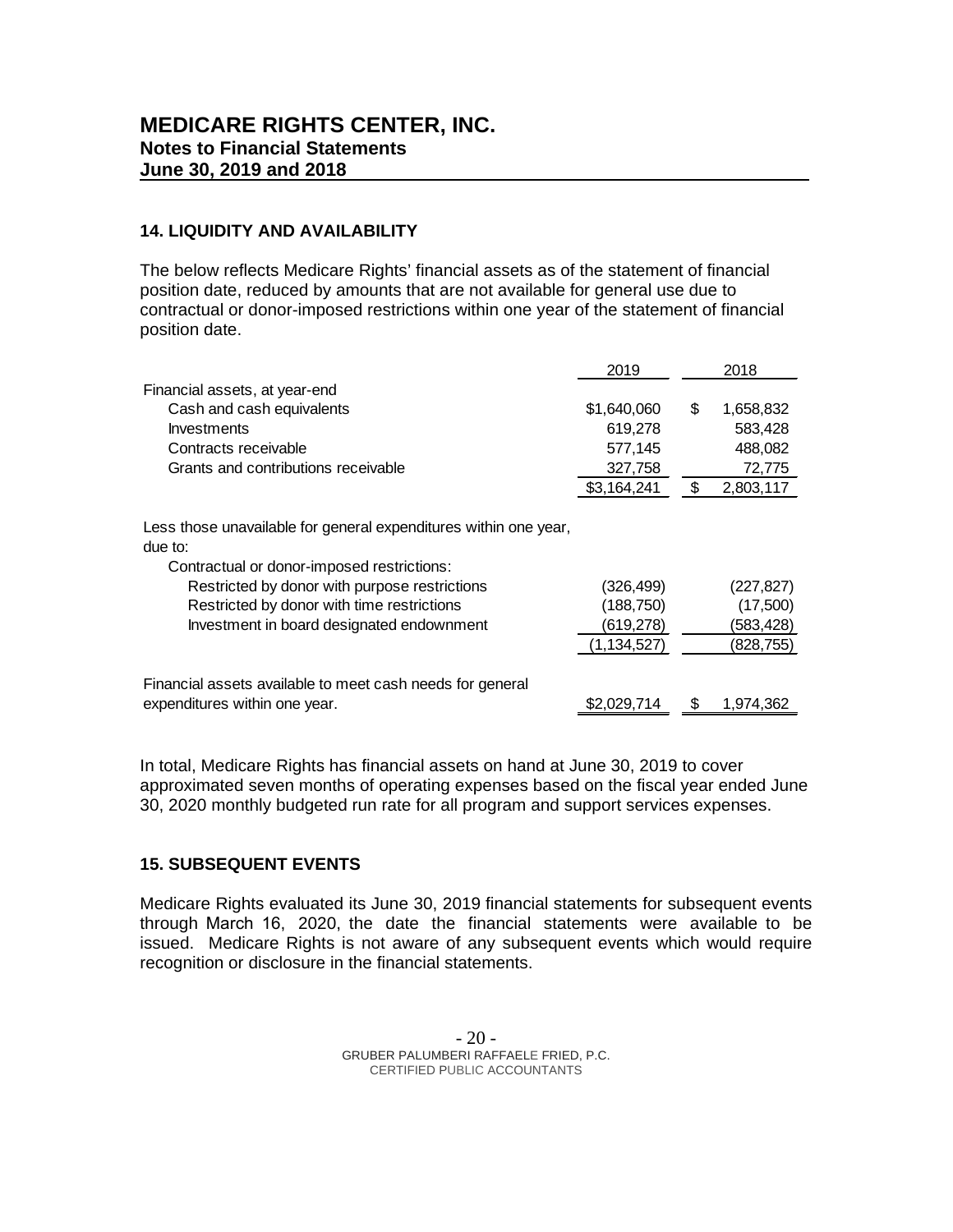# MEDICARE RIGHTS CENTER, INC.
## Notes to Financial Statements
## June 30, 2019 and 2018

### 14. LIQUIDITY AND AVAILABILITY

The below reflects Medicare Rights' financial assets as of the statement of financial position date, reduced by amounts that are not available for general use due to contractual or donor-imposed restrictions within one year of the statement of financial position date.

| | 2019 | 2018 |
|---|---|---|
| Financial assets, at year-end | | |
| Cash and cash equivalents | $1,640,060 | $ 1,658,832 |
| Investments | 619,278 | 583,428 |
| Contracts receivable | 577,145 | 488,082 |
| Grants and contributions receivable | 327,758 | 72,775 |
| | $3,164,241 | $ 2,803,117 |
| Less those unavailable for general expenditures within one year, due to: | | |
| Contractual or donor-imposed restrictions: | | |
| Restricted by donor with purpose restrictions | (326,499) | (227,827) |
| Restricted by donor with time restrictions | (188,750) | (17,500) |
| Investment in board designated endownment | (619,278) | (583,428) |
| | (1,134,527) | (828,755) |
| Financial assets available to meet cash needs for general expenditures within one year. | $2,029,714 | $ 1,974,362 |

In total, Medicare Rights has financial assets on hand at June 30, 2019 to cover approximated seven months of operating expenses based on the fiscal year ended June 30, 2020 monthly budgeted run rate for all program and support services expenses.

### 15. SUBSEQUENT EVENTS

Medicare Rights evaluated its June 30, 2019 financial statements for subsequent events through March 16, 2020, the date the financial statements were available to be issued. Medicare Rights is not aware of any subsequent events which would require recognition or disclosure in the financial statements.